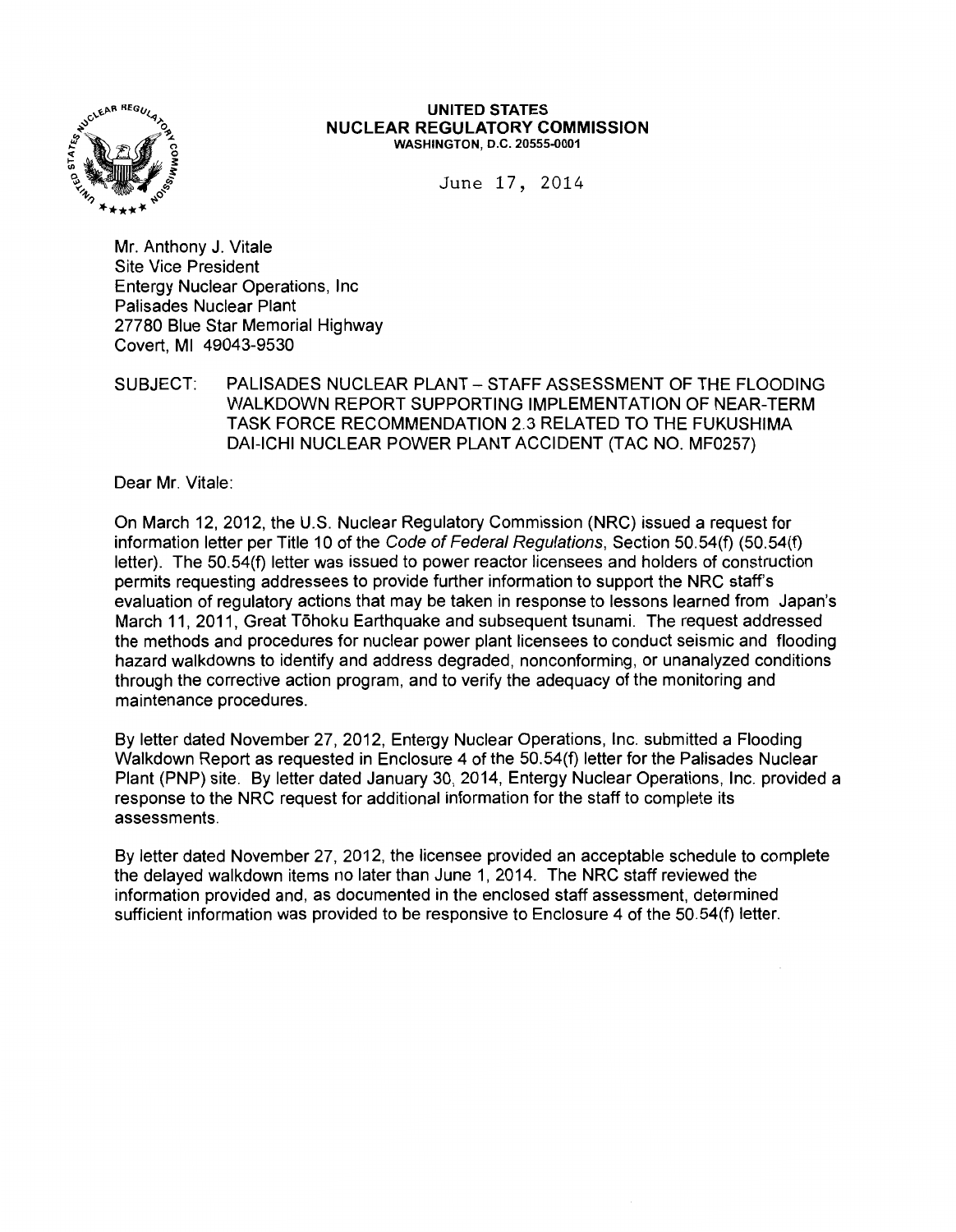**UNITED STATES**
**NUCLEAR REGULATORY COMMISSION**
WASHINGTON, D.C. 20555-0001

June 17, 2014

Mr. Anthony J. Vitale
Site Vice President
Entergy Nuclear Operations, Inc
Palisades Nuclear Plant
27780 Blue Star Memorial Highway
Covert, MI 49043-9530

SUBJECT: PALISADES NUCLEAR PLANT – STAFF ASSESSMENT OF THE FLOODING WALKDOWN REPORT SUPPORTING IMPLEMENTATION OF NEAR-TERM TASK FORCE RECOMMENDATION 2.3 RELATED TO THE FUKUSHIMA DAI-ICHI NUCLEAR POWER PLANT ACCIDENT (TAC NO. MF0257)

Dear Mr. Vitale:

On March 12, 2012, the U.S. Nuclear Regulatory Commission (NRC) issued a request for information letter per Title 10 of the *Code of Federal Regulations*, Section 50.54(f) (50.54(f) letter). The 50.54(f) letter was issued to power reactor licensees and holders of construction permits requesting addressees to provide further information to support the NRC staff's evaluation of regulatory actions that may be taken in response to lessons learned from Japan's March 11, 2011, Great Tōhoku Earthquake and subsequent tsunami. The request addressed the methods and procedures for nuclear power plant licensees to conduct seismic and flooding hazard walkdowns to identify and address degraded, nonconforming, or unanalyzed conditions through the corrective action program, and to verify the adequacy of the monitoring and maintenance procedures.

By letter dated November 27, 2012, Entergy Nuclear Operations, Inc. submitted a Flooding Walkdown Report as requested in Enclosure 4 of the 50.54(f) letter for the Palisades Nuclear Plant (PNP) site. By letter dated January 30, 2014, Entergy Nuclear Operations, Inc. provided a response to the NRC request for additional information for the staff to complete its assessments.

By letter dated November 27, 2012, the licensee provided an acceptable schedule to complete the delayed walkdown items no later than June 1, 2014. The NRC staff reviewed the information provided and, as documented in the enclosed staff assessment, determined sufficient information was provided to be responsive to Enclosure 4 of the 50.54(f) letter.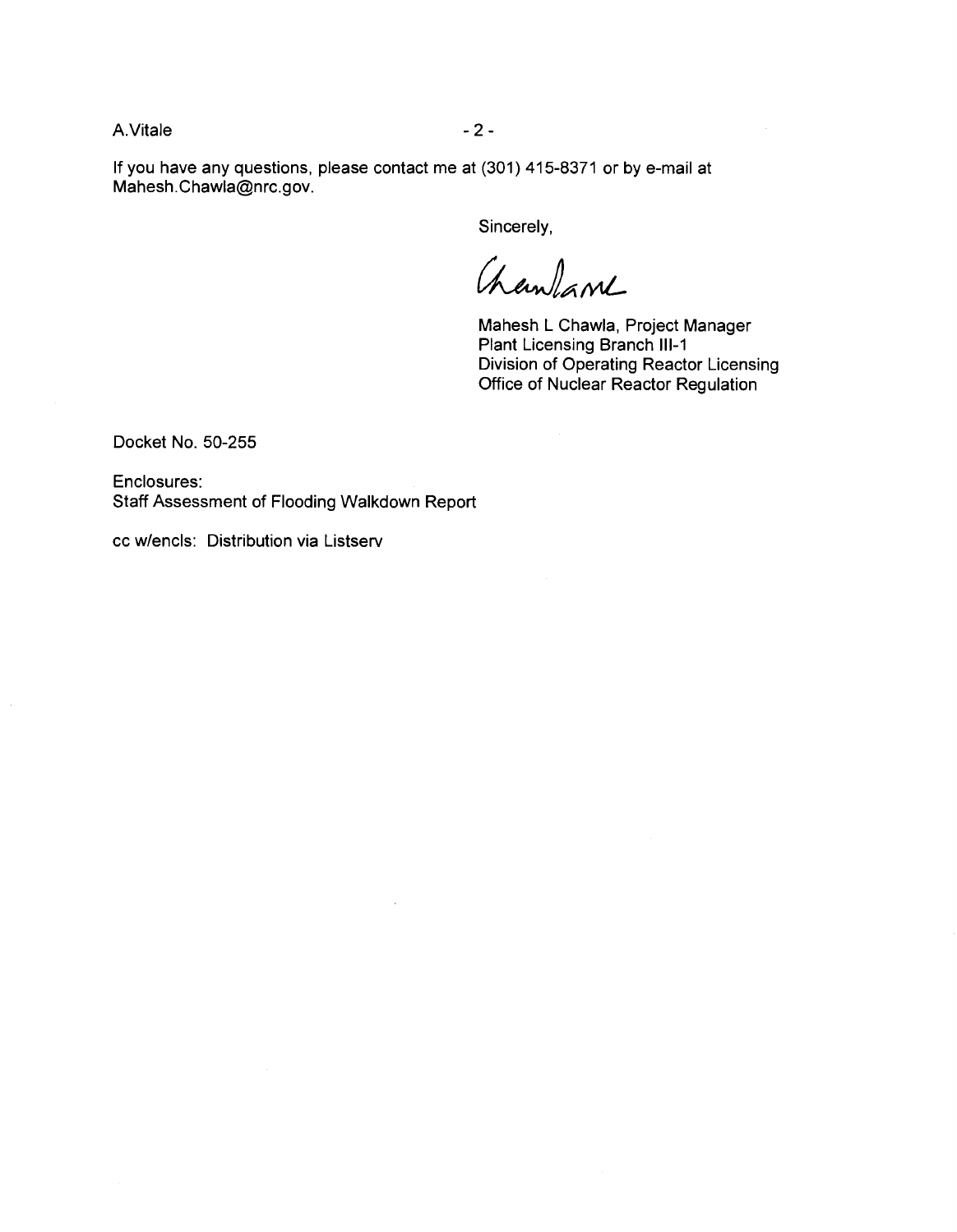If you have any questions, please contact me at (301) 415-8371 or by e-mail at Mahesh.Chawla@nrc.gov.

Sincerely,

Mahesh L Chawla, Project Manager
Plant Licensing Branch III-1
Division of Operating Reactor Licensing
Office of Nuclear Reactor Regulation

Docket No. 50-255

Enclosures:
Staff Assessment of Flooding Walkdown Report

cc w/encls: Distribution via Listserv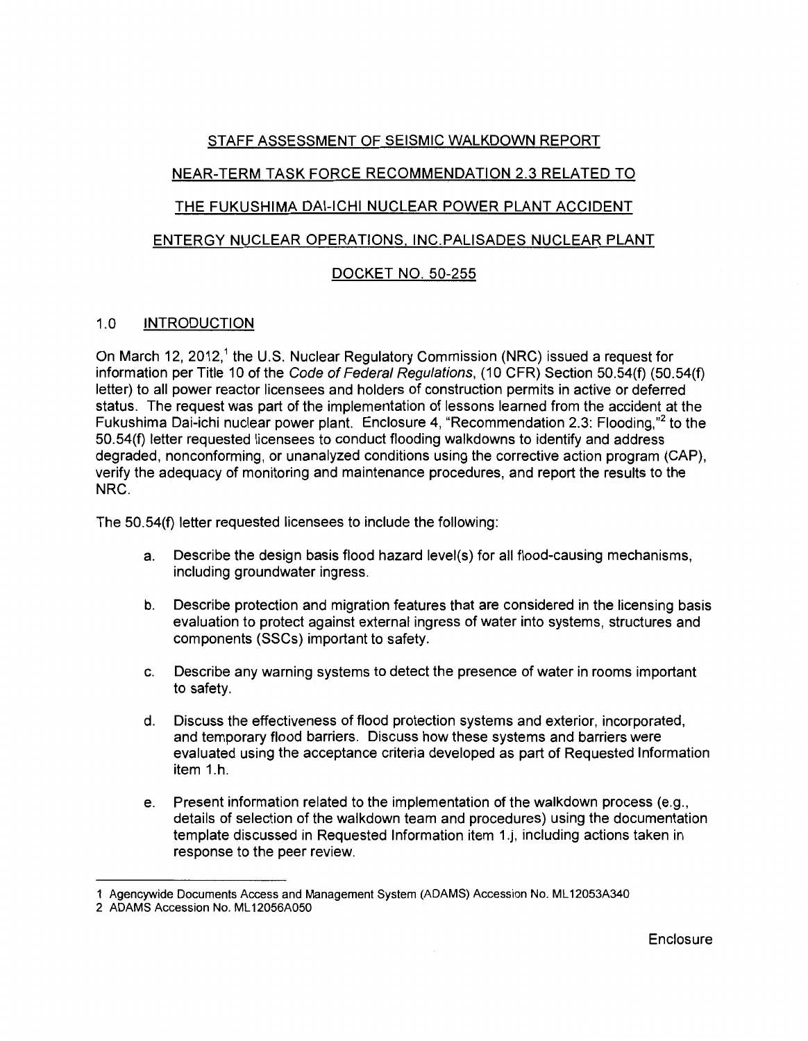STAFF ASSESSMENT OF SEISMIC WALKDOWN REPORT

NEAR-TERM TASK FORCE RECOMMENDATION 2.3 RELATED TO

THE FUKUSHIMA DAI-ICHI NUCLEAR POWER PLANT ACCIDENT

ENTERGY NUCLEAR OPERATIONS, INC.PALISADES NUCLEAR PLANT

DOCKET NO. 50-255

## 1.0 INTRODUCTION

On March 12, 2012,[1] the U.S. Nuclear Regulatory Commission (NRC) issued a request for information per Title 10 of the *Code of Federal Regulations*, (10 CFR) Section 50.54(f) (50.54(f) letter) to all power reactor licensees and holders of construction permits in active or deferred status. The request was part of the implementation of lessons learned from the accident at the Fukushima Dai-ichi nuclear power plant. Enclosure 4, "Recommendation 2.3: Flooding,"[2] to the 50.54(f) letter requested licensees to conduct flooding walkdowns to identify and address degraded, nonconforming, or unanalyzed conditions using the corrective action program (CAP), verify the adequacy of monitoring and maintenance procedures, and report the results to the NRC.

The 50.54(f) letter requested licensees to include the following:

a. Describe the design basis flood hazard level(s) for all flood-causing mechanisms, including groundwater ingress.

b. Describe protection and migration features that are considered in the licensing basis evaluation to protect against external ingress of water into systems, structures and components (SSCs) important to safety.

c. Describe any warning systems to detect the presence of water in rooms important to safety.

d. Discuss the effectiveness of flood protection systems and exterior, incorporated, and temporary flood barriers. Discuss how these systems and barriers were evaluated using the acceptance criteria developed as part of Requested Information item 1.h.

e. Present information related to the implementation of the walkdown process (e.g., details of selection of the walkdown team and procedures) using the documentation template discussed in Requested Information item 1.j, including actions taken in response to the peer review.

---

1 Agencywide Documents Access and Management System (ADAMS) Accession No. ML12053A340

2 ADAMS Accession No. ML12056A050

Enclosure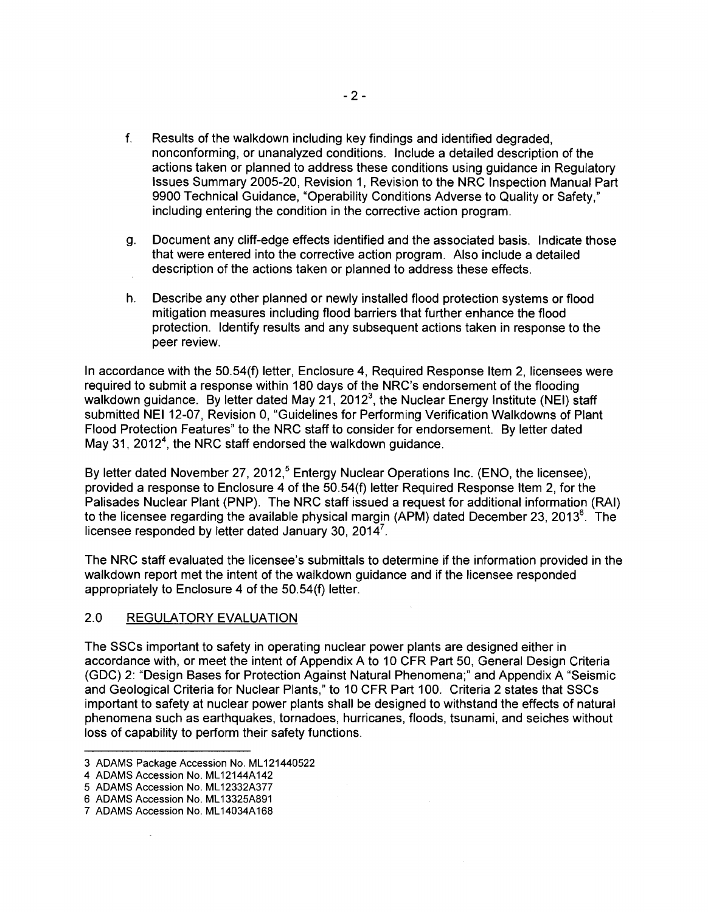f. Results of the walkdown including key findings and identified degraded, nonconforming, or unanalyzed conditions. Include a detailed description of the actions taken or planned to address these conditions using guidance in Regulatory Issues Summary 2005-20, Revision 1, Revision to the NRC Inspection Manual Part 9900 Technical Guidance, "Operability Conditions Adverse to Quality or Safety," including entering the condition in the corrective action program.

g. Document any cliff-edge effects identified and the associated basis. Indicate those that were entered into the corrective action program. Also include a detailed description of the actions taken or planned to address these effects.

h. Describe any other planned or newly installed flood protection systems or flood mitigation measures including flood barriers that further enhance the flood protection. Identify results and any subsequent actions taken in response to the peer review.

In accordance with the 50.54(f) letter, Enclosure 4, Required Response Item 2, licensees were required to submit a response within 180 days of the NRC's endorsement of the flooding walkdown guidance. By letter dated May 21, 2012[3], the Nuclear Energy Institute (NEI) staff submitted NEI 12-07, Revision 0, "Guidelines for Performing Verification Walkdowns of Plant Flood Protection Features" to the NRC staff to consider for endorsement. By letter dated May 31, 2012[4], the NRC staff endorsed the walkdown guidance.

By letter dated November 27, 2012,[5] Entergy Nuclear Operations Inc. (ENO, the licensee), provided a response to Enclosure 4 of the 50.54(f) letter Required Response Item 2, for the Palisades Nuclear Plant (PNP). The NRC staff issued a request for additional information (RAI) to the licensee regarding the available physical margin (APM) dated December 23, 2013[6]. The licensee responded by letter dated January 30, 2014[7].

The NRC staff evaluated the licensee's submittals to determine if the information provided in the walkdown report met the intent of the walkdown guidance and if the licensee responded appropriately to Enclosure 4 of the 50.54(f) letter.

## 2.0 REGULATORY EVALUATION

The SSCs important to safety in operating nuclear power plants are designed either in accordance with, or meet the intent of Appendix A to 10 CFR Part 50, General Design Criteria (GDC) 2: "Design Bases for Protection Against Natural Phenomena;" and Appendix A "Seismic and Geological Criteria for Nuclear Plants," to 10 CFR Part 100. Criteria 2 states that SSCs important to safety at nuclear power plants shall be designed to withstand the effects of natural phenomena such as earthquakes, tornadoes, hurricanes, floods, tsunami, and seiches without loss of capability to perform their safety functions.

---

3 ADAMS Package Accession No. ML121440522
4 ADAMS Accession No. ML12144A142
5 ADAMS Accession No. ML12332A377
6 ADAMS Accession No. ML13325A891
7 ADAMS Accession No. ML14034A168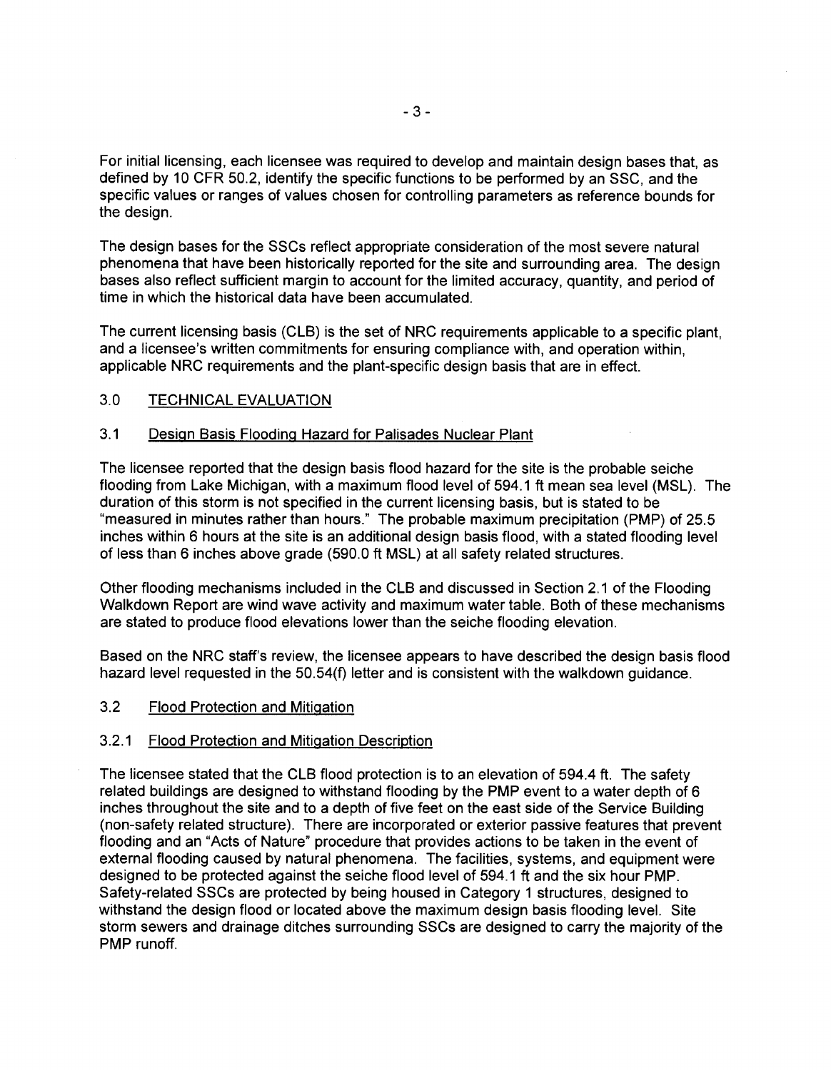For initial licensing, each licensee was required to develop and maintain design bases that, as defined by 10 CFR 50.2, identify the specific functions to be performed by an SSC, and the specific values or ranges of values chosen for controlling parameters as reference bounds for the design.

The design bases for the SSCs reflect appropriate consideration of the most severe natural phenomena that have been historically reported for the site and surrounding area. The design bases also reflect sufficient margin to account for the limited accuracy, quantity, and period of time in which the historical data have been accumulated.

The current licensing basis (CLB) is the set of NRC requirements applicable to a specific plant, and a licensee's written commitments for ensuring compliance with, and operation within, applicable NRC requirements and the plant-specific design basis that are in effect.

## 3.0 TECHNICAL EVALUATION

### 3.1 Design Basis Flooding Hazard for Palisades Nuclear Plant

The licensee reported that the design basis flood hazard for the site is the probable seiche flooding from Lake Michigan, with a maximum flood level of 594.1 ft mean sea level (MSL). The duration of this storm is not specified in the current licensing basis, but is stated to be "measured in minutes rather than hours." The probable maximum precipitation (PMP) of 25.5 inches within 6 hours at the site is an additional design basis flood, with a stated flooding level of less than 6 inches above grade (590.0 ft MSL) at all safety related structures.

Other flooding mechanisms included in the CLB and discussed in Section 2.1 of the Flooding Walkdown Report are wind wave activity and maximum water table. Both of these mechanisms are stated to produce flood elevations lower than the seiche flooding elevation.

Based on the NRC staff's review, the licensee appears to have described the design basis flood hazard level requested in the 50.54(f) letter and is consistent with the walkdown guidance.

### 3.2 Flood Protection and Mitigation

#### 3.2.1 Flood Protection and Mitigation Description

The licensee stated that the CLB flood protection is to an elevation of 594.4 ft. The safety related buildings are designed to withstand flooding by the PMP event to a water depth of 6 inches throughout the site and to a depth of five feet on the east side of the Service Building (non-safety related structure). There are incorporated or exterior passive features that prevent flooding and an "Acts of Nature" procedure that provides actions to be taken in the event of external flooding caused by natural phenomena. The facilities, systems, and equipment were designed to be protected against the seiche flood level of 594.1 ft and the six hour PMP. Safety-related SSCs are protected by being housed in Category 1 structures, designed to withstand the design flood or located above the maximum design basis flooding level. Site storm sewers and drainage ditches surrounding SSCs are designed to carry the majority of the PMP runoff.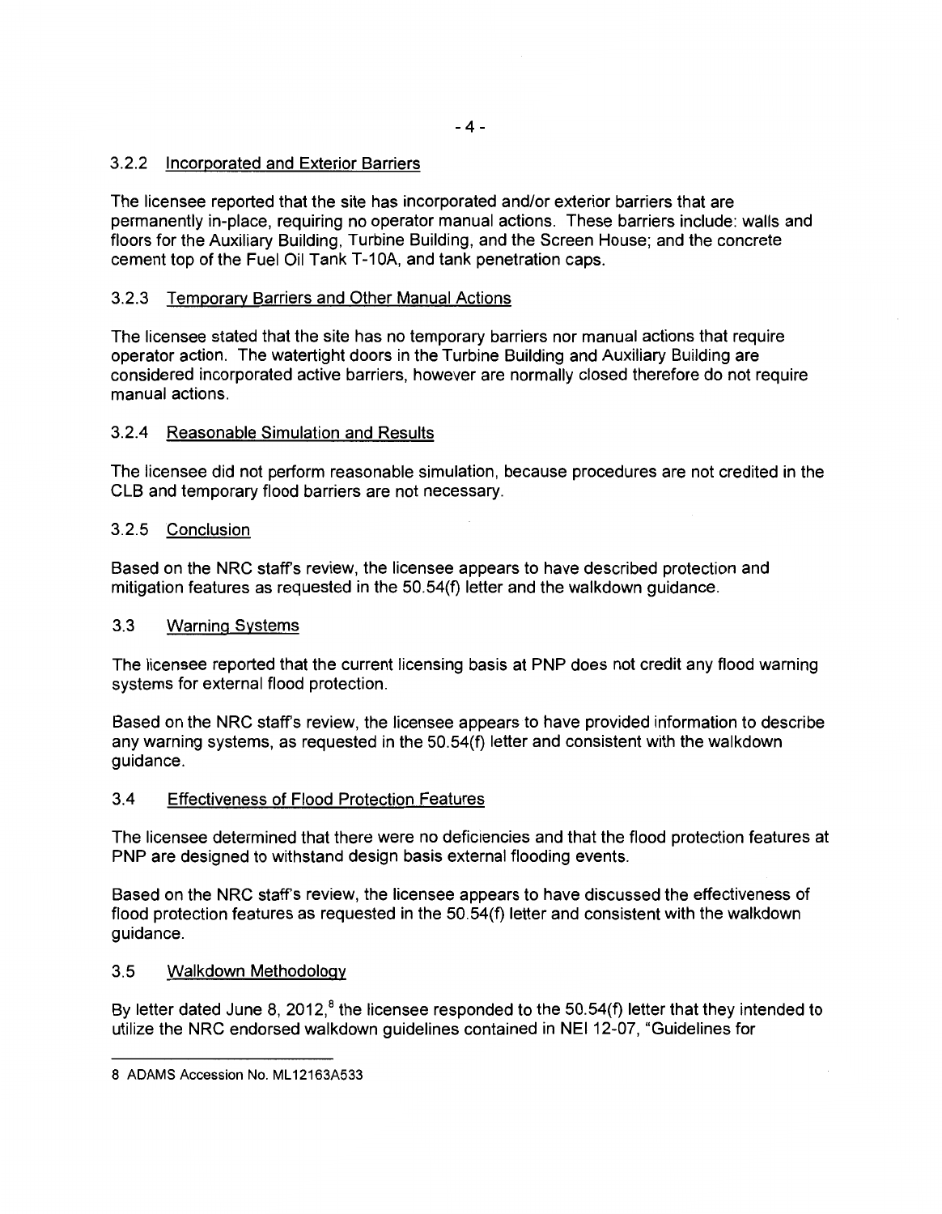### 3.2.2 Incorporated and Exterior Barriers

The licensee reported that the site has incorporated and/or exterior barriers that are permanently in-place, requiring no operator manual actions. These barriers include: walls and floors for the Auxiliary Building, Turbine Building, and the Screen House; and the concrete cement top of the Fuel Oil Tank T-10A, and tank penetration caps.

### 3.2.3 Temporary Barriers and Other Manual Actions

The licensee stated that the site has no temporary barriers nor manual actions that require operator action. The watertight doors in the Turbine Building and Auxiliary Building are considered incorporated active barriers, however are normally closed therefore do not require manual actions.

### 3.2.4 Reasonable Simulation and Results

The licensee did not perform reasonable simulation, because procedures are not credited in the CLB and temporary flood barriers are not necessary.

### 3.2.5 Conclusion

Based on the NRC staff's review, the licensee appears to have described protection and mitigation features as requested in the 50.54(f) letter and the walkdown guidance.

## 3.3 Warning Systems

The licensee reported that the current licensing basis at PNP does not credit any flood warning systems for external flood protection.

Based on the NRC staff's review, the licensee appears to have provided information to describe any warning systems, as requested in the 50.54(f) letter and consistent with the walkdown guidance.

## 3.4 Effectiveness of Flood Protection Features

The licensee determined that there were no deficiencies and that the flood protection features at PNP are designed to withstand design basis external flooding events.

Based on the NRC staff's review, the licensee appears to have discussed the effectiveness of flood protection features as requested in the 50.54(f) letter and consistent with the walkdown guidance.

## 3.5 Walkdown Methodology

By letter dated June 8, 2012,[8] the licensee responded to the 50.54(f) letter that they intended to utilize the NRC endorsed walkdown guidelines contained in NEI 12-07, "Guidelines for

---

8 ADAMS Accession No. ML12163A533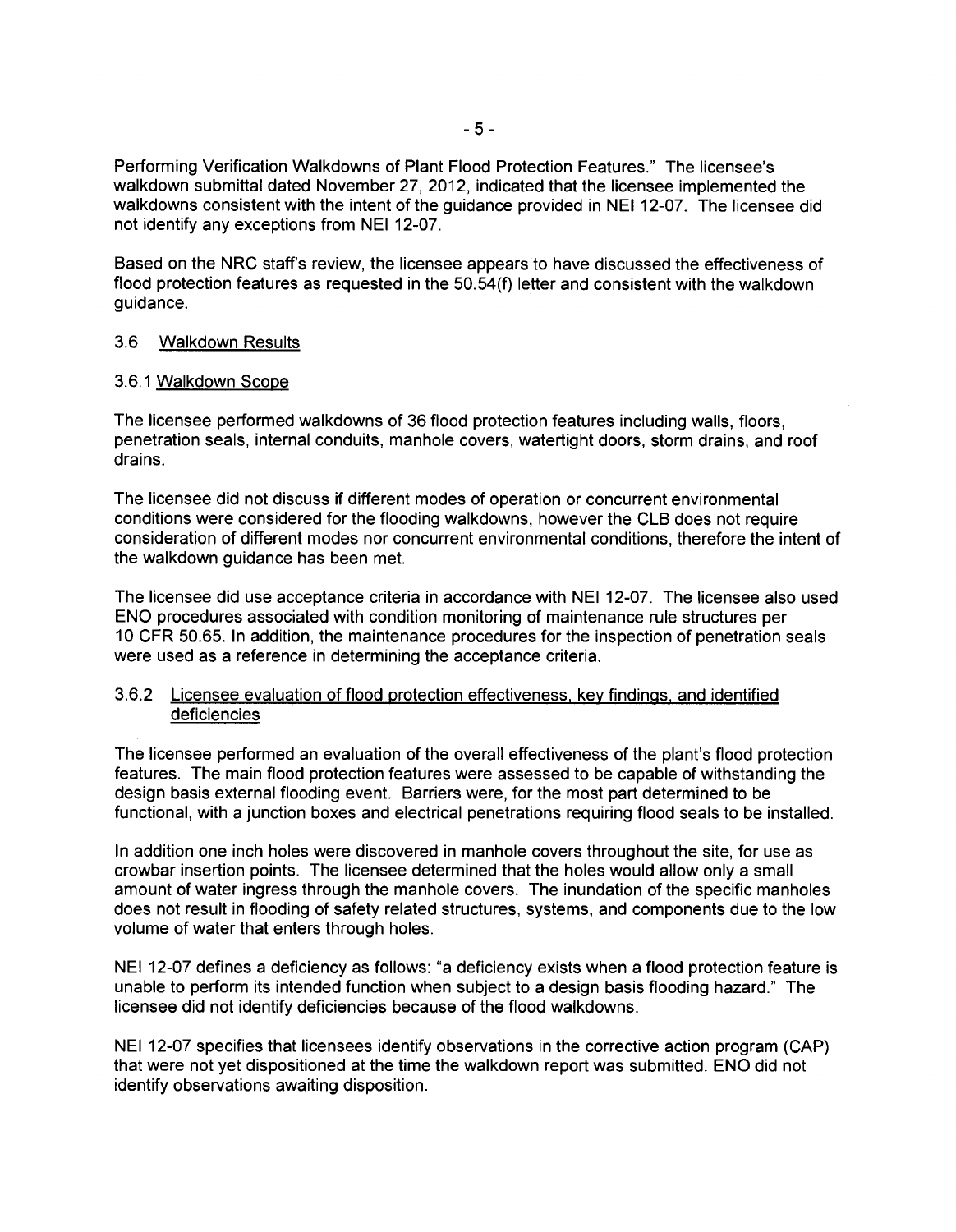Performing Verification Walkdowns of Plant Flood Protection Features." The licensee's walkdown submittal dated November 27, 2012, indicated that the licensee implemented the walkdowns consistent with the intent of the guidance provided in NEI 12-07. The licensee did not identify any exceptions from NEI 12-07.

Based on the NRC staff's review, the licensee appears to have discussed the effectiveness of flood protection features as requested in the 50.54(f) letter and consistent with the walkdown guidance.

3.6 Walkdown Results

3.6.1 Walkdown Scope

The licensee performed walkdowns of 36 flood protection features including walls, floors, penetration seals, internal conduits, manhole covers, watertight doors, storm drains, and roof drains.

The licensee did not discuss if different modes of operation or concurrent environmental conditions were considered for the flooding walkdowns, however the CLB does not require consideration of different modes nor concurrent environmental conditions, therefore the intent of the walkdown guidance has been met.

The licensee did use acceptance criteria in accordance with NEI 12-07. The licensee also used ENO procedures associated with condition monitoring of maintenance rule structures per 10 CFR 50.65. In addition, the maintenance procedures for the inspection of penetration seals were used as a reference in determining the acceptance criteria.

3.6.2 Licensee evaluation of flood protection effectiveness, key findings, and identified deficiencies

The licensee performed an evaluation of the overall effectiveness of the plant's flood protection features. The main flood protection features were assessed to be capable of withstanding the design basis external flooding event. Barriers were, for the most part determined to be functional, with a junction boxes and electrical penetrations requiring flood seals to be installed.

In addition one inch holes were discovered in manhole covers throughout the site, for use as crowbar insertion points. The licensee determined that the holes would allow only a small amount of water ingress through the manhole covers. The inundation of the specific manholes does not result in flooding of safety related structures, systems, and components due to the low volume of water that enters through holes.

NEI 12-07 defines a deficiency as follows: "a deficiency exists when a flood protection feature is unable to perform its intended function when subject to a design basis flooding hazard." The licensee did not identify deficiencies because of the flood walkdowns.

NEI 12-07 specifies that licensees identify observations in the corrective action program (CAP) that were not yet dispositioned at the time the walkdown report was submitted. ENO did not identify observations awaiting disposition.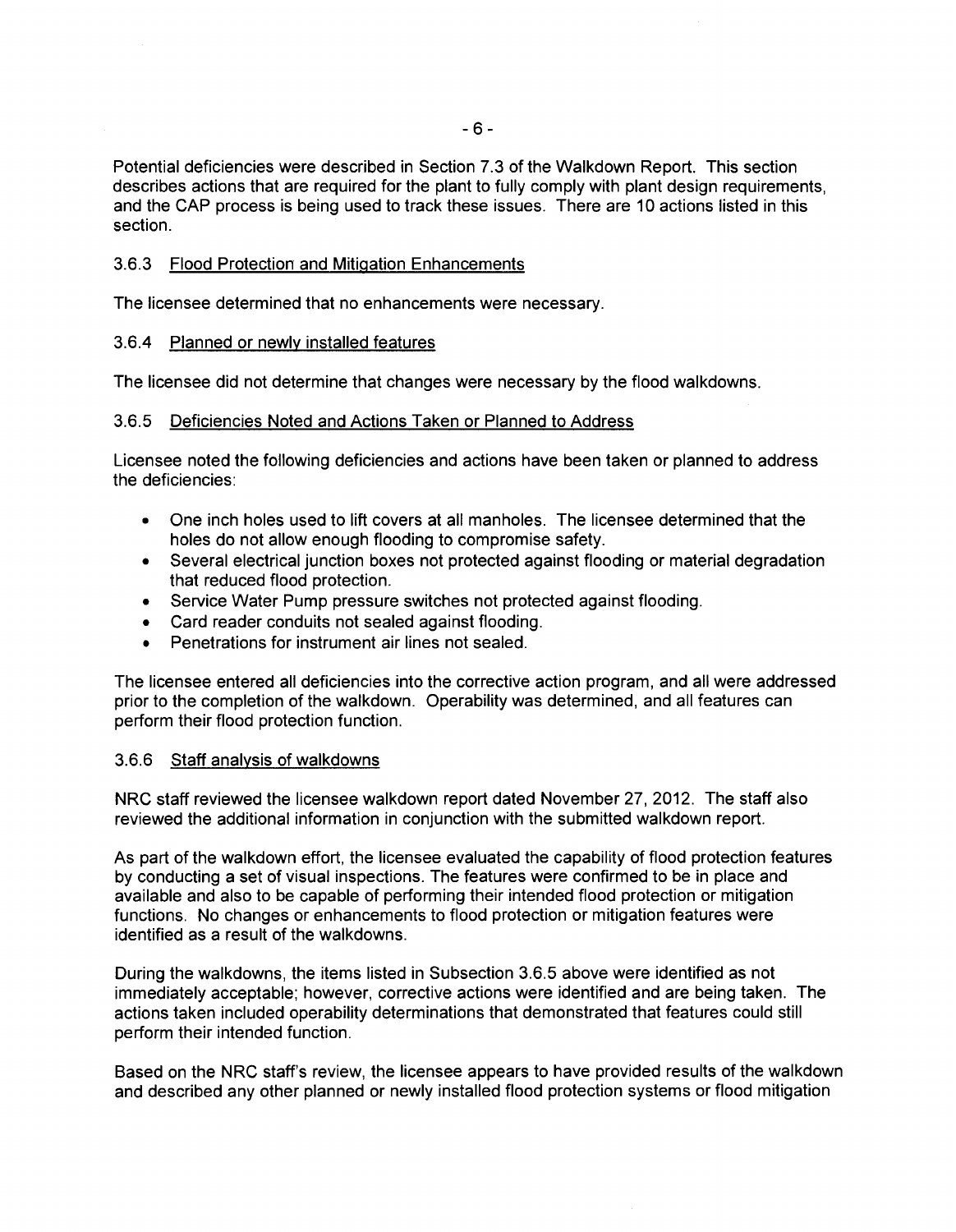Potential deficiencies were described in Section 7.3 of the Walkdown Report. This section describes actions that are required for the plant to fully comply with plant design requirements, and the CAP process is being used to track these issues. There are 10 actions listed in this section.

### 3.6.3 Flood Protection and Mitigation Enhancements

The licensee determined that no enhancements were necessary.

### 3.6.4 Planned or newly installed features

The licensee did not determine that changes were necessary by the flood walkdowns.

### 3.6.5 Deficiencies Noted and Actions Taken or Planned to Address

Licensee noted the following deficiencies and actions have been taken or planned to address the deficiencies:

- One inch holes used to lift covers at all manholes. The licensee determined that the holes do not allow enough flooding to compromise safety.
- Several electrical junction boxes not protected against flooding or material degradation that reduced flood protection.
- Service Water Pump pressure switches not protected against flooding.
- Card reader conduits not sealed against flooding.
- Penetrations for instrument air lines not sealed.

The licensee entered all deficiencies into the corrective action program, and all were addressed prior to the completion of the walkdown. Operability was determined, and all features can perform their flood protection function.

### 3.6.6 Staff analysis of walkdowns

NRC staff reviewed the licensee walkdown report dated November 27, 2012. The staff also reviewed the additional information in conjunction with the submitted walkdown report.

As part of the walkdown effort, the licensee evaluated the capability of flood protection features by conducting a set of visual inspections. The features were confirmed to be in place and available and also to be capable of performing their intended flood protection or mitigation functions. No changes or enhancements to flood protection or mitigation features were identified as a result of the walkdowns.

During the walkdowns, the items listed in Subsection 3.6.5 above were identified as not immediately acceptable; however, corrective actions were identified and are being taken. The actions taken included operability determinations that demonstrated that features could still perform their intended function.

Based on the NRC staff's review, the licensee appears to have provided results of the walkdown and described any other planned or newly installed flood protection systems or flood mitigation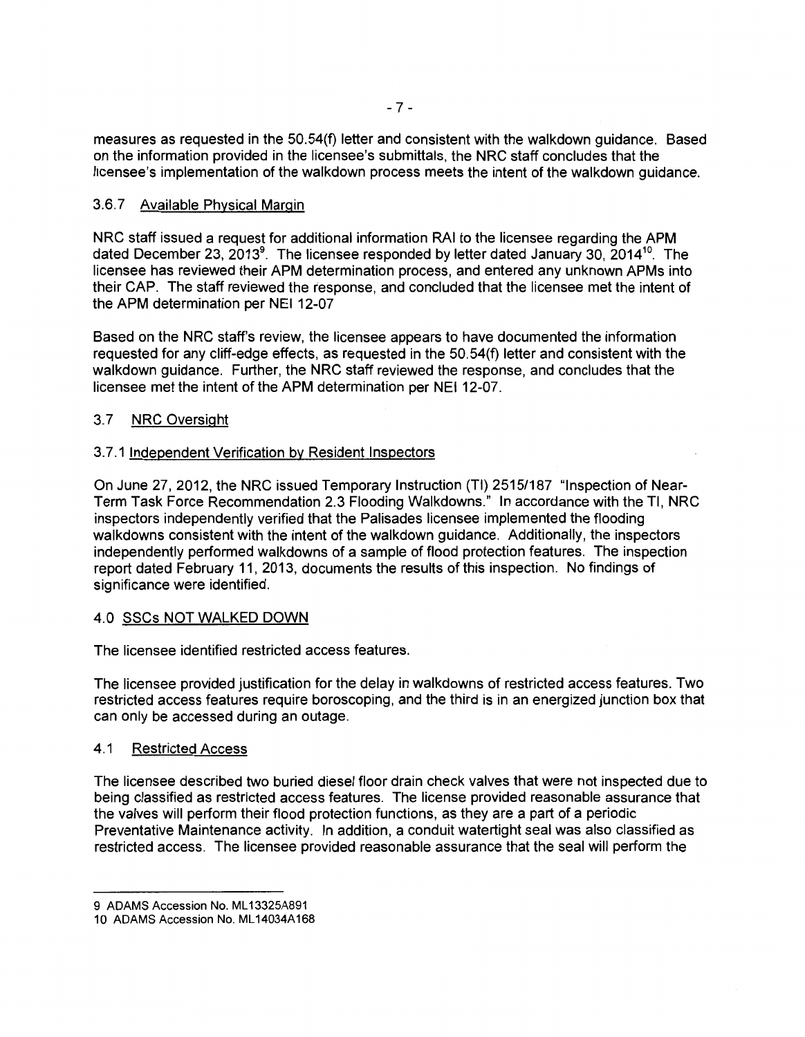measures as requested in the 50.54(f) letter and consistent with the walkdown guidance. Based on the information provided in the licensee's submittals, the NRC staff concludes that the licensee's implementation of the walkdown process meets the intent of the walkdown guidance.

### 3.6.7 Available Physical Margin

NRC staff issued a request for additional information RAI to the licensee regarding the APM dated December 23, 2013[9]. The licensee responded by letter dated January 30, 2014[10]. The licensee has reviewed their APM determination process, and entered any unknown APMs into their CAP. The staff reviewed the response, and concluded that the licensee met the intent of the APM determination per NEI 12-07

Based on the NRC staff's review, the licensee appears to have documented the information requested for any cliff-edge effects, as requested in the 50.54(f) letter and consistent with the walkdown guidance. Further, the NRC staff reviewed the response, and concludes that the licensee met the intent of the APM determination per NEI 12-07.

## 3.7 NRC Oversight

### 3.7.1 Independent Verification by Resident Inspectors

On June 27, 2012, the NRC issued Temporary Instruction (TI) 2515/187 "Inspection of Near-Term Task Force Recommendation 2.3 Flooding Walkdowns." In accordance with the TI, NRC inspectors independently verified that the Palisades licensee implemented the flooding walkdowns consistent with the intent of the walkdown guidance. Additionally, the inspectors independently performed walkdowns of a sample of flood protection features. The inspection report dated February 11, 2013, documents the results of this inspection. No findings of significance were identified.

## 4.0 SSCs NOT WALKED DOWN

The licensee identified restricted access features.

The licensee provided justification for the delay in walkdowns of restricted access features. Two restricted access features require boroscoping, and the third is in an energized junction box that can only be accessed during an outage.

## 4.1 Restricted Access

The licensee described two buried diesel floor drain check valves that were not inspected due to being classified as restricted access features. The license provided reasonable assurance that the valves will perform their flood protection functions, as they are a part of a periodic Preventative Maintenance activity. In addition, a conduit watertight seal was also classified as restricted access. The licensee provided reasonable assurance that the seal will perform the

---

9 ADAMS Accession No. ML13325A891

10 ADAMS Accession No. ML14034A168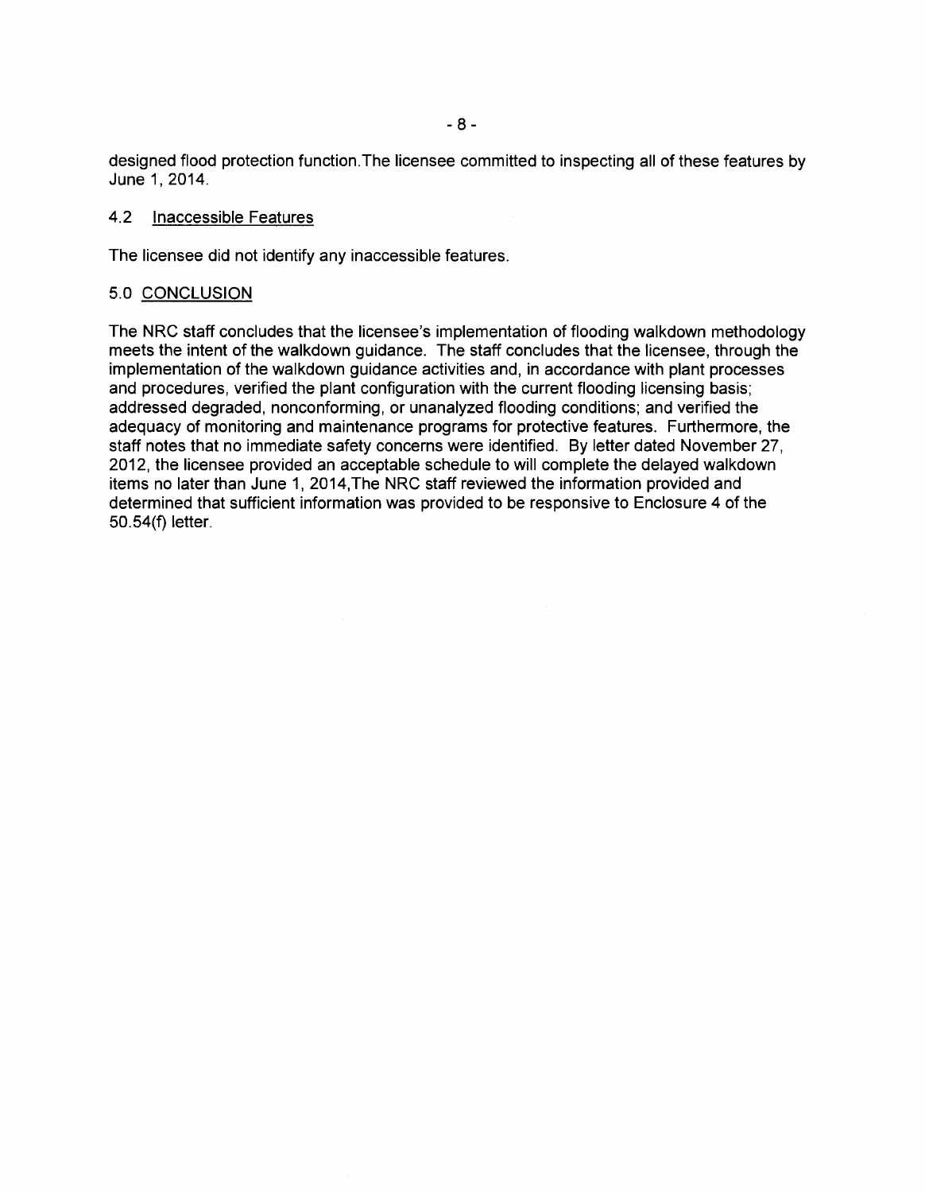designed flood protection function.The licensee committed to inspecting all of these features by June 1, 2014.

### 4.2 Inaccessible Features

The licensee did not identify any inaccessible features.

## 5.0 CONCLUSION

The NRC staff concludes that the licensee's implementation of flooding walkdown methodology meets the intent of the walkdown guidance. The staff concludes that the licensee, through the implementation of the walkdown guidance activities and, in accordance with plant processes and procedures, verified the plant configuration with the current flooding licensing basis; addressed degraded, nonconforming, or unanalyzed flooding conditions; and verified the adequacy of monitoring and maintenance programs for protective features. Furthermore, the staff notes that no immediate safety concerns were identified. By letter dated November 27, 2012, the licensee provided an acceptable schedule to will complete the delayed walkdown items no later than June 1, 2014,The NRC staff reviewed the information provided and determined that sufficient information was provided to be responsive to Enclosure 4 of the 50.54(f) letter.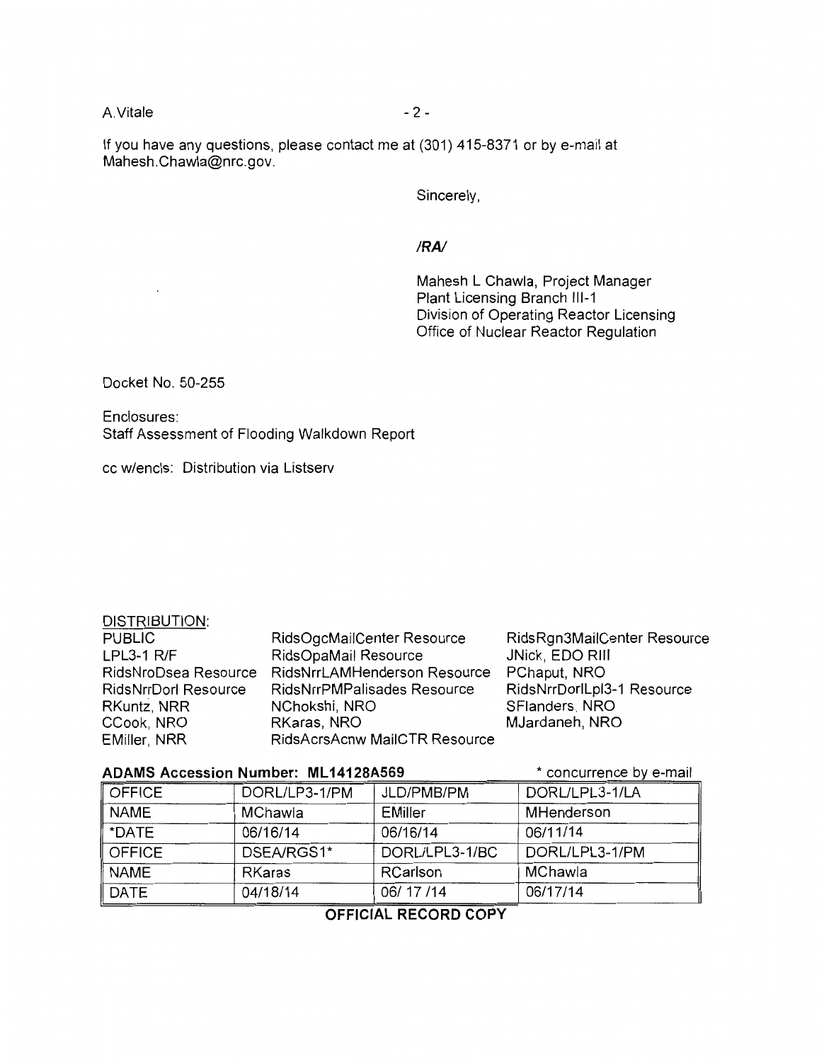If you have any questions, please contact me at (301) 415-8371 or by e-mail at Mahesh.Chawla@nrc.gov.

Sincerely,

*/RA/*

Mahesh L Chawla, Project Manager
Plant Licensing Branch III-1
Division of Operating Reactor Licensing
Office of Nuclear Reactor Regulation

Docket No. 50-255

Enclosures:
Staff Assessment of Flooding Walkdown Report

cc w/encls: Distribution via Listserv

DISTRIBUTION:

| | | |
|---|---|---|
| PUBLIC | RidsOgcMailCenter Resource | RidsRgn3MailCenter Resource |
| LPL3-1 R/F | RidsOpaMail Resource | JNick, EDO RIII |
| RidsNroDsea Resource | RidsNrrLAMHenderson Resource | PChaput, NRO |
| RidsNrrDorl Resource | RidsNrrPMPalisades Resource | RidsNrrDorlLpl3-1 Resource |
| RKuntz, NRR | NChokshi, NRO | SFlanders, NRO |
| CCook, NRO | RKaras, NRO | MJardaneh, NRO |
| EMiller, NRR | RidsAcrsAcnw MailCTR Resource | |

**ADAMS Accession Number: ML14128A569** * concurrence by e-mail

| | | | |
|---|---|---|---|
| OFFICE | DORL/LP3-1/PM | JLD/PMB/PM | DORL/LPL3-1/LA |
| NAME | MChawla | EMiller | MHenderson |
| *DATE | 06/16/14 | 06/16/14 | 06/11/14 |
| OFFICE | DSEA/RGS1* | DORL/LPL3-1/BC | DORL/LPL3-1/PM |
| NAME | RKaras | RCarlson | MChawla |
| DATE | 04/18/14 | 06/ 17 /14 | 06/17/14 |

**OFFICIAL RECORD COPY**